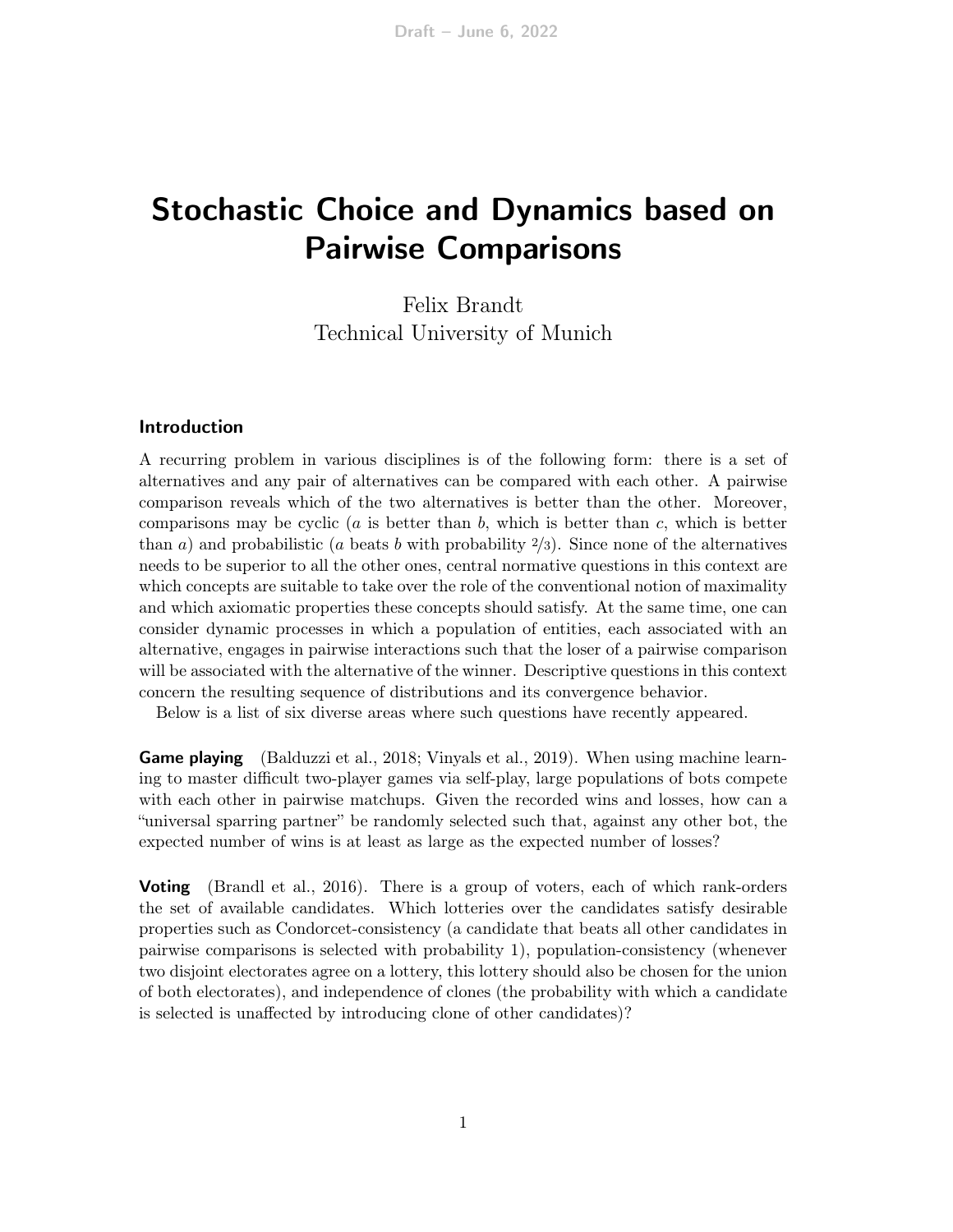# Stochastic Choice and Dynamics based on Pairwise Comparisons

Felix Brandt
Technical University of Munich

## Introduction

A recurring problem in various disciplines is of the following form: there is a set of alternatives and any pair of alternatives can be compared with each other. A pairwise comparison reveals which of the two alternatives is better than the other. Moreover, comparisons may be cyclic ($a$ is better than $b$, which is better than $c$, which is better than $a$) and probabilistic ($a$ beats $b$ with probability $2/3$). Since none of the alternatives needs to be superior to all the other ones, central normative questions in this context are which concepts are suitable to take over the role of the conventional notion of maximality and which axiomatic properties these concepts should satisfy. At the same time, one can consider dynamic processes in which a population of entities, each associated with an alternative, engages in pairwise interactions such that the loser of a pairwise comparison will be associated with the alternative of the winner. Descriptive questions in this context concern the resulting sequence of distributions and its convergence behavior.

Below is a list of six diverse areas where such questions have recently appeared.

**Game playing** (Balduzzi et al., 2018; Vinyals et al., 2019). When using machine learning to master difficult two-player games via self-play, large populations of bots compete with each other in pairwise matchups. Given the recorded wins and losses, how can a "universal sparring partner" be randomly selected such that, against any other bot, the expected number of wins is at least as large as the expected number of losses?

**Voting** (Brandl et al., 2016). There is a group of voters, each of which rank-orders the set of available candidates. Which lotteries over the candidates satisfy desirable properties such as Condorcet-consistency (a candidate that beats all other candidates in pairwise comparisons is selected with probability 1), population-consistency (whenever two disjoint electorates agree on a lottery, this lottery should also be chosen for the union of both electorates), and independence of clones (the probability with which a candidate is selected is unaffected by introducing clone of other candidates)?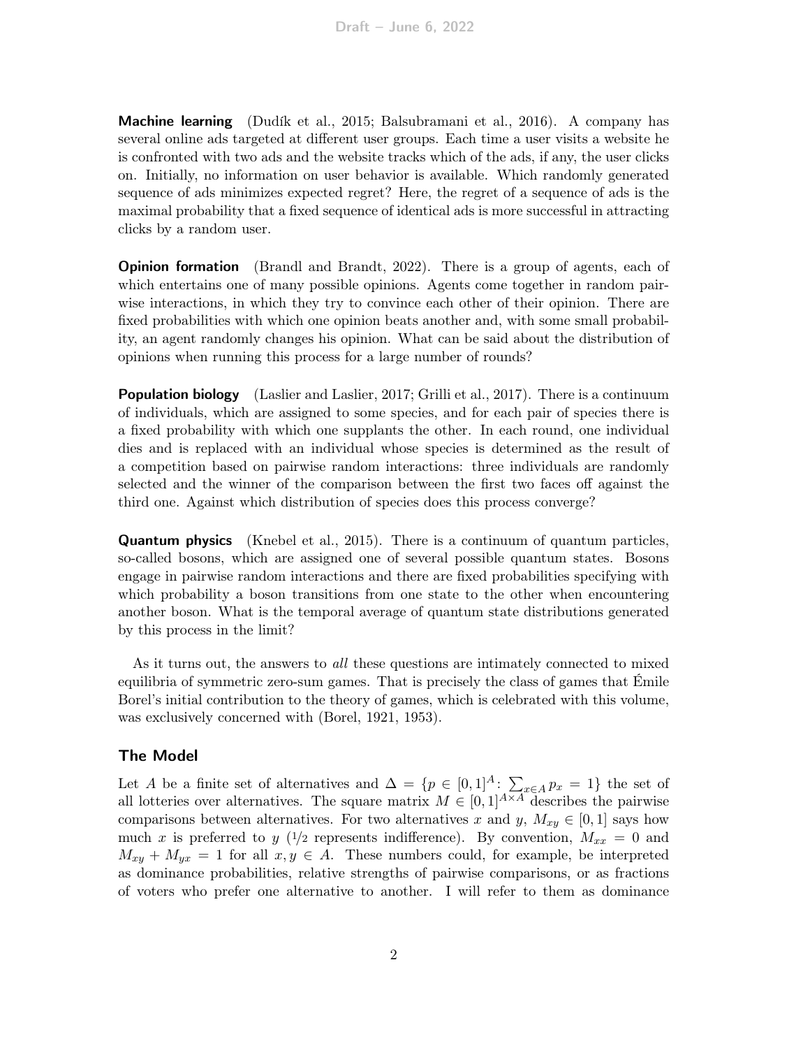**Machine learning** (Dudík et al., 2015; Balsubramani et al., 2016). A company has several online ads targeted at different user groups. Each time a user visits a website he is confronted with two ads and the website tracks which of the ads, if any, the user clicks on. Initially, no information on user behavior is available. Which randomly generated sequence of ads minimizes expected regret? Here, the regret of a sequence of ads is the maximal probability that a fixed sequence of identical ads is more successful in attracting clicks by a random user.

**Opinion formation** (Brandl and Brandt, 2022). There is a group of agents, each of which entertains one of many possible opinions. Agents come together in random pairwise interactions, in which they try to convince each other of their opinion. There are fixed probabilities with which one opinion beats another and, with some small probability, an agent randomly changes his opinion. What can be said about the distribution of opinions when running this process for a large number of rounds?

**Population biology** (Laslier and Laslier, 2017; Grilli et al., 2017). There is a continuum of individuals, which are assigned to some species, and for each pair of species there is a fixed probability with which one supplants the other. In each round, one individual dies and is replaced with an individual whose species is determined as the result of a competition based on pairwise random interactions: three individuals are randomly selected and the winner of the comparison between the first two faces off against the third one. Against which distribution of species does this process converge?

**Quantum physics** (Knebel et al., 2015). There is a continuum of quantum particles, so-called bosons, which are assigned one of several possible quantum states. Bosons engage in pairwise random interactions and there are fixed probabilities specifying with which probability a boson transitions from one state to the other when encountering another boson. What is the temporal average of quantum state distributions generated by this process in the limit?

As it turns out, the answers to *all* these questions are intimately connected to mixed equilibria of symmetric zero-sum games. That is precisely the class of games that Émile Borel's initial contribution to the theory of games, which is celebrated with this volume, was exclusively concerned with (Borel, 1921, 1953).

## The Model

Let $A$ be a finite set of alternatives and $\Delta = \{p \in [0,1]^A \colon \sum_{x\in A} p_x = 1\}$ the set of all lotteries over alternatives. The square matrix $M \in [0,1]^{A\times A}$ describes the pairwise comparisons between alternatives. For two alternatives $x$ and $y$, $M_{xy} \in [0,1]$ says how much $x$ is preferred to $y$ ($1/2$ represents indifference). By convention, $M_{xx} = 0$ and $M_{xy} + M_{yx} = 1$ for all $x, y \in A$. These numbers could, for example, be interpreted as dominance probabilities, relative strengths of pairwise comparisons, or as fractions of voters who prefer one alternative to another. I will refer to them as dominance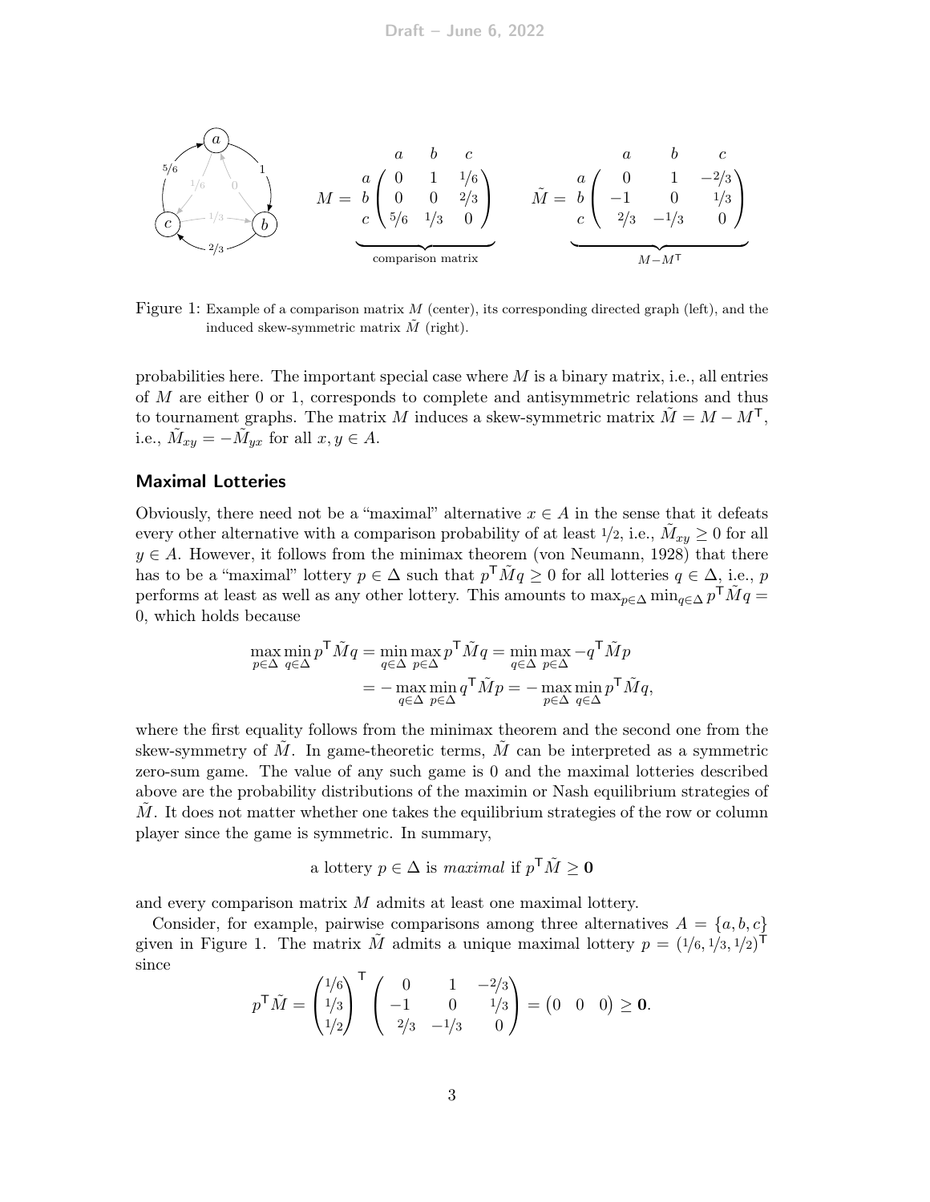Draft – June 6, 2022

$$M = \begin{array}{c} \\ a \\ b \\ c \end{array} \begin{array}{c} \begin{array}{ccc} a & b & c \end{array} \\ \begin{pmatrix} 0 & 1 & 1/6 \\ 0 & 0 & 2/3 \\ 5/6 & 1/3 & 0 \end{pmatrix} \end{array} \qquad \tilde{M} = \begin{array}{c} \\ a \\ b \\ c \end{array} \begin{array}{c} \begin{array}{ccc} a & b & c \end{array} \\ \begin{pmatrix} 0 & 1 & -2/3 \\ -1 & 0 & 1/3 \\ 2/3 & -1/3 & 0 \end{pmatrix} \end{array}$$

comparison matrix

$M - M^\mathsf{T}$

Figure 1: Example of a comparison matrix $M$ (center), its corresponding directed graph (left), and the induced skew-symmetric matrix $\tilde{M}$ (right).

probabilities here. The important special case where $M$ is a binary matrix, i.e., all entries of $M$ are either 0 or 1, corresponds to complete and antisymmetric relations and thus to tournament graphs. The matrix $M$ induces a skew-symmetric matrix $\tilde{M} = M - M^\mathsf{T}$, i.e., $\tilde{M}_{xy} = -\tilde{M}_{yx}$ for all $x, y \in A$.

## Maximal Lotteries

Obviously, there need not be a "maximal" alternative $x \in A$ in the sense that it defeats every other alternative with a comparison probability of at least $1/2$, i.e., $\tilde{M}_{xy} \geq 0$ for all $y \in A$. However, it follows from the minimax theorem (von Neumann, 1928) that there has to be a "maximal" lottery $p \in \Delta$ such that $p^\mathsf{T} \tilde{M} q \geq 0$ for all lotteries $q \in \Delta$, i.e., $p$ performs at least as well as any other lottery. This amounts to $\max_{p \in \Delta} \min_{q \in \Delta} p^\mathsf{T} \tilde{M} q = 0$, which holds because

$$\begin{aligned} \max_{p \in \Delta} \min_{q \in \Delta} p^\mathsf{T} \tilde{M} q &= \min_{q \in \Delta} \max_{p \in \Delta} p^\mathsf{T} \tilde{M} q = \min_{q \in \Delta} \max_{p \in \Delta} -q^\mathsf{T} \tilde{M} p \\ &= -\max_{q \in \Delta} \min_{p \in \Delta} q^\mathsf{T} \tilde{M} p = -\max_{p \in \Delta} \min_{q \in \Delta} p^\mathsf{T} \tilde{M} q, \end{aligned}$$

where the first equality follows from the minimax theorem and the second one from the skew-symmetry of $\tilde{M}$. In game-theoretic terms, $\tilde{M}$ can be interpreted as a symmetric zero-sum game. The value of any such game is 0 and the maximal lotteries described above are the probability distributions of the maximin or Nash equilibrium strategies of $\tilde{M}$. It does not matter whether one takes the equilibrium strategies of the row or column player since the game is symmetric. In summary,

$$\text{a lottery } p \in \Delta \text{ is } \textit{maximal} \text{ if } p^\mathsf{T} \tilde{M} \geq \mathbf{0}$$

and every comparison matrix $M$ admits at least one maximal lottery.

Consider, for example, pairwise comparisons among three alternatives $A = \{a, b, c\}$ given in Figure 1. The matrix $\tilde{M}$ admits a unique maximal lottery $p = (1/6, 1/3, 1/2)^\mathsf{T}$ since

$$p^\mathsf{T} \tilde{M} = \begin{pmatrix} 1/6 \\ 1/3 \\ 1/2 \end{pmatrix}^\mathsf{T} \begin{pmatrix} 0 & 1 & -2/3 \\ -1 & 0 & 1/3 \\ 2/3 & -1/3 & 0 \end{pmatrix} = \begin{pmatrix} 0 & 0 & 0 \end{pmatrix} \geq \mathbf{0}.$$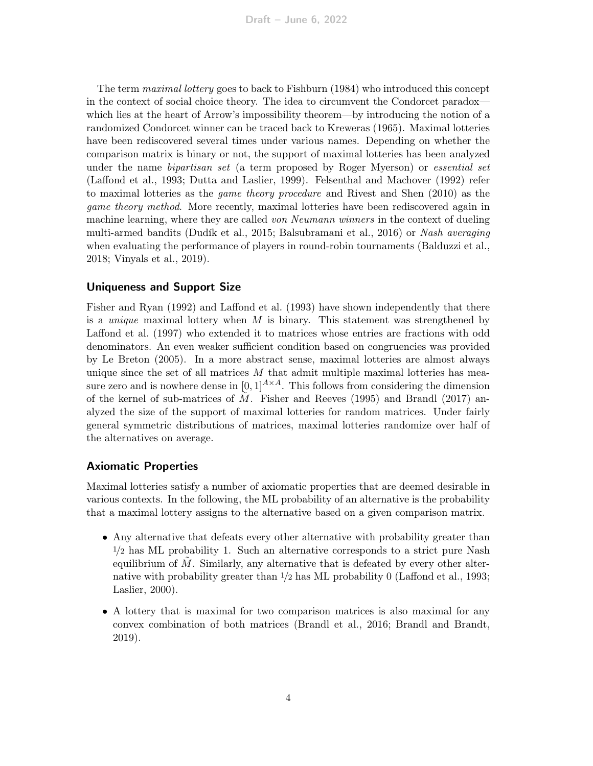The term *maximal lottery* goes to back to Fishburn (1984) who introduced this concept in the context of social choice theory. The idea to circumvent the Condorcet paradox—which lies at the heart of Arrow's impossibility theorem—by introducing the notion of a randomized Condorcet winner can be traced back to Kreweras (1965). Maximal lotteries have been rediscovered several times under various names. Depending on whether the comparison matrix is binary or not, the support of maximal lotteries has been analyzed under the name *bipartisan set* (a term proposed by Roger Myerson) or *essential set* (Laffond et al., 1993; Dutta and Laslier, 1999). Felsenthal and Machover (1992) refer to maximal lotteries as the *game theory procedure* and Rivest and Shen (2010) as the *game theory method*. More recently, maximal lotteries have been rediscovered again in machine learning, where they are called *von Neumann winners* in the context of dueling multi-armed bandits (Dudík et al., 2015; Balsubramani et al., 2016) or *Nash averaging* when evaluating the performance of players in round-robin tournaments (Balduzzi et al., 2018; Vinyals et al., 2019).

## Uniqueness and Support Size

Fisher and Ryan (1992) and Laffond et al. (1993) have shown independently that there is a *unique* maximal lottery when $M$ is binary. This statement was strengthened by Laffond et al. (1997) who extended it to matrices whose entries are fractions with odd denominators. An even weaker sufficient condition based on congruencies was provided by Le Breton (2005). In a more abstract sense, maximal lotteries are almost always unique since the set of all matrices $M$ that admit multiple maximal lotteries has measure zero and is nowhere dense in $[0,1]^{A\times A}$. This follows from considering the dimension of the kernel of sub-matrices of $\tilde{M}$. Fisher and Reeves (1995) and Brandl (2017) analyzed the size of the support of maximal lotteries for random matrices. Under fairly general symmetric distributions of matrices, maximal lotteries randomize over half of the alternatives on average.

## Axiomatic Properties

Maximal lotteries satisfy a number of axiomatic properties that are deemed desirable in various contexts. In the following, the ML probability of an alternative is the probability that a maximal lottery assigns to the alternative based on a given comparison matrix.

- Any alternative that defeats every other alternative with probability greater than $1/2$ has ML probability 1. Such an alternative corresponds to a strict pure Nash equilibrium of $\tilde{M}$. Similarly, any alternative that is defeated by every other alternative with probability greater than $1/2$ has ML probability 0 (Laffond et al., 1993; Laslier, 2000).
- A lottery that is maximal for two comparison matrices is also maximal for any convex combination of both matrices (Brandl et al., 2016; Brandl and Brandt, 2019).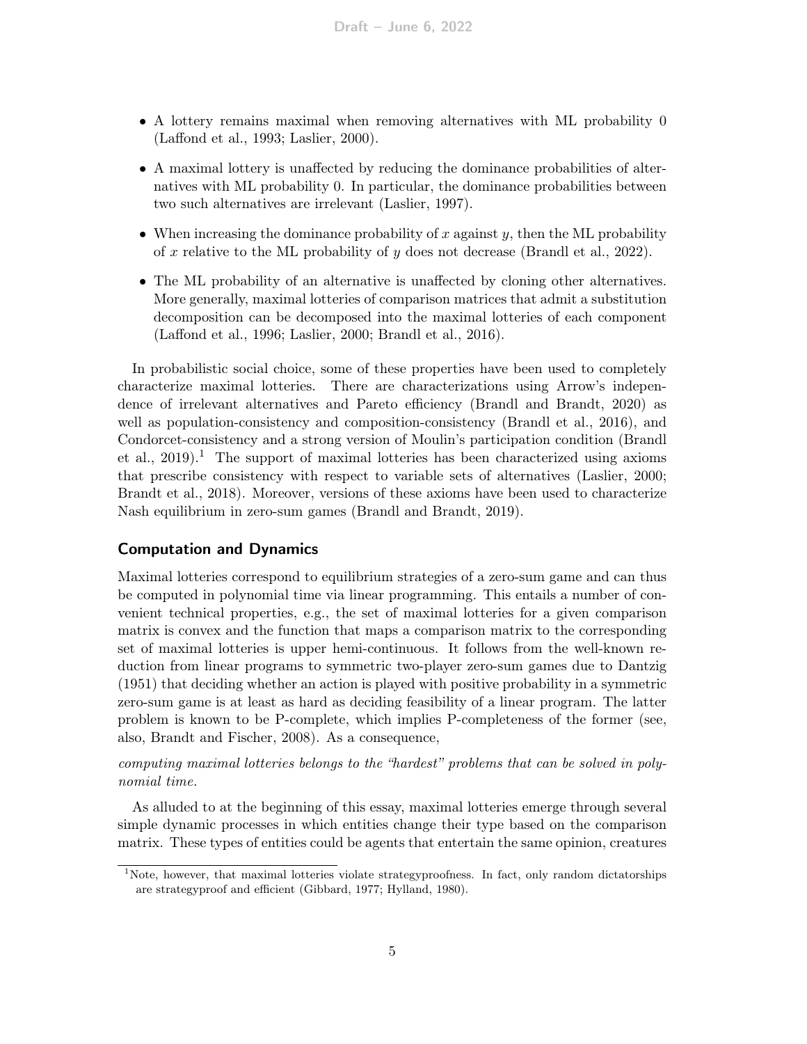- A lottery remains maximal when removing alternatives with ML probability 0 (Laffond et al., 1993; Laslier, 2000).
- A maximal lottery is unaffected by reducing the dominance probabilities of alternatives with ML probability 0. In particular, the dominance probabilities between two such alternatives are irrelevant (Laslier, 1997).
- When increasing the dominance probability of $x$ against $y$, then the ML probability of $x$ relative to the ML probability of $y$ does not decrease (Brandl et al., 2022).
- The ML probability of an alternative is unaffected by cloning other alternatives. More generally, maximal lotteries of comparison matrices that admit a substitution decomposition can be decomposed into the maximal lotteries of each component (Laffond et al., 1996; Laslier, 2000; Brandl et al., 2016).

In probabilistic social choice, some of these properties have been used to completely characterize maximal lotteries. There are characterizations using Arrow's independence of irrelevant alternatives and Pareto efficiency (Brandl and Brandt, 2020) as well as population-consistency and composition-consistency (Brandl et al., 2016), and Condorcet-consistency and a strong version of Moulin's participation condition (Brandl et al., 2019).[1] The support of maximal lotteries has been characterized using axioms that prescribe consistency with respect to variable sets of alternatives (Laslier, 2000; Brandt et al., 2018). Moreover, versions of these axioms have been used to characterize Nash equilibrium in zero-sum games (Brandl and Brandt, 2019).

## Computation and Dynamics

Maximal lotteries correspond to equilibrium strategies of a zero-sum game and can thus be computed in polynomial time via linear programming. This entails a number of convenient technical properties, e.g., the set of maximal lotteries for a given comparison matrix is convex and the function that maps a comparison matrix to the corresponding set of maximal lotteries is upper hemi-continuous. It follows from the well-known reduction from linear programs to symmetric two-player zero-sum games due to Dantzig (1951) that deciding whether an action is played with positive probability in a symmetric zero-sum game is at least as hard as deciding feasibility of a linear program. The latter problem is known to be P-complete, which implies P-completeness of the former (see, also, Brandt and Fischer, 2008). As a consequence,

*computing maximal lotteries belongs to the "hardest" problems that can be solved in polynomial time.*

As alluded to at the beginning of this essay, maximal lotteries emerge through several simple dynamic processes in which entities change their type based on the comparison matrix. These types of entities could be agents that entertain the same opinion, creatures

[1] Note, however, that maximal lotteries violate strategyproofness. In fact, only random dictatorships are strategyproof and efficient (Gibbard, 1977; Hylland, 1980).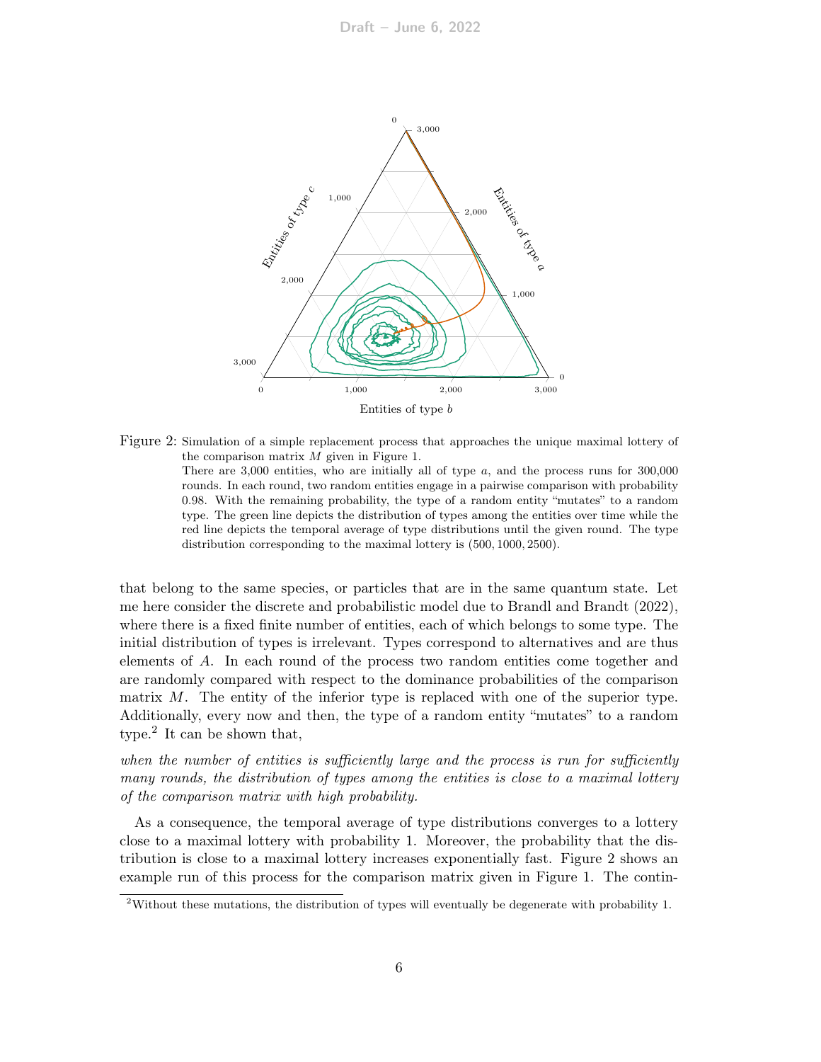0

3,000

1,000

2,000

Entities of type $c$

Entities of type $a$

2,000

1,000

3,000

0

0

1,000

2,000

3,000

Entities of type $b$

Figure 2: Simulation of a simple replacement process that approaches the unique maximal lottery of the comparison matrix $M$ given in Figure 1.
There are 3,000 entities, who are initially all of type $a$, and the process runs for 300,000 rounds. In each round, two random entities engage in a pairwise comparison with probability 0.98. With the remaining probability, the type of a random entity "mutates" to a random type. The green line depicts the distribution of types among the entities over time while the red line depicts the temporal average of type distributions until the given round. The type distribution corresponding to the maximal lottery is $(500, 1000, 2500)$.

that belong to the same species, or particles that are in the same quantum state. Let me here consider the discrete and probabilistic model due to Brandl and Brandt (2022), where there is a fixed finite number of entities, each of which belongs to some type. The initial distribution of types is irrelevant. Types correspond to alternatives and are thus elements of $A$. In each round of the process two random entities come together and are randomly compared with respect to the dominance probabilities of the comparison matrix $M$. The entity of the inferior type is replaced with one of the superior type. Additionally, every now and then, the type of a random entity "mutates" to a random type.[2] It can be shown that,

*when the number of entities is sufficiently large and the process is run for sufficiently many rounds, the distribution of types among the entities is close to a maximal lottery of the comparison matrix with high probability.*

As a consequence, the temporal average of type distributions converges to a lottery close to a maximal lottery with probability 1. Moreover, the probability that the distribution is close to a maximal lottery increases exponentially fast. Figure 2 shows an example run of this process for the comparison matrix given in Figure 1. The contin-

[2]Without these mutations, the distribution of types will eventually be degenerate with probability 1.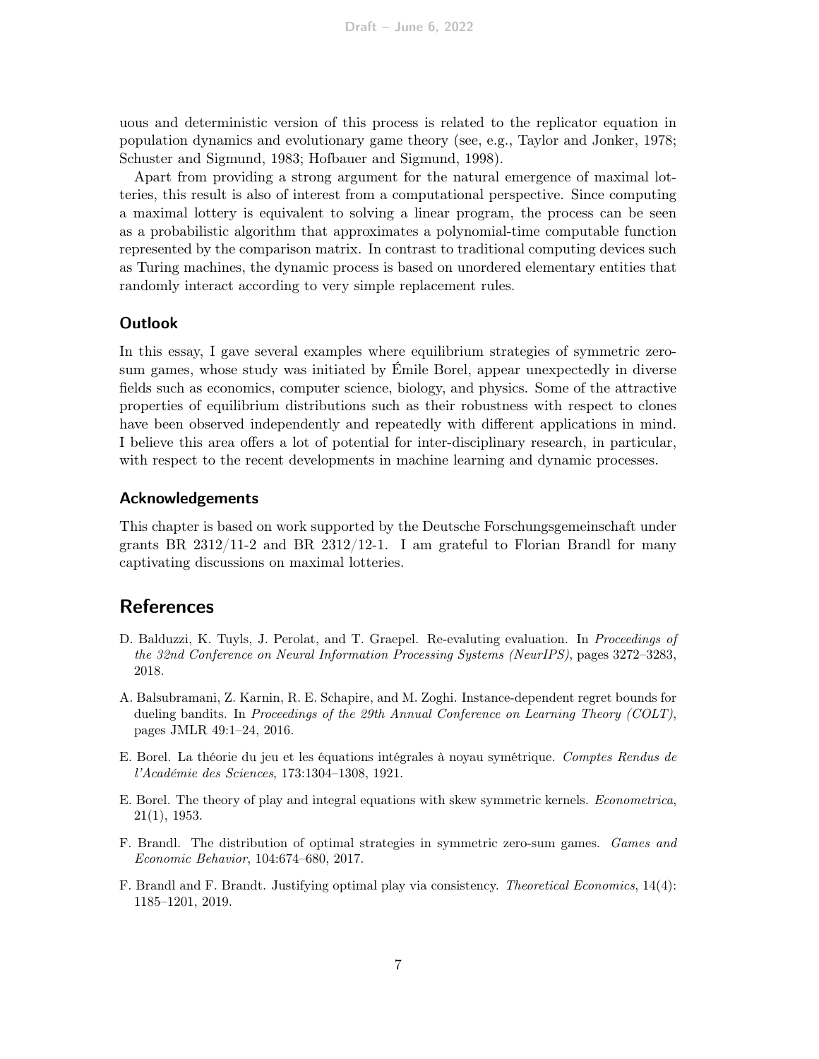uous and deterministic version of this process is related to the replicator equation in population dynamics and evolutionary game theory (see, e.g., Taylor and Jonker, 1978; Schuster and Sigmund, 1983; Hofbauer and Sigmund, 1998).

Apart from providing a strong argument for the natural emergence of maximal lotteries, this result is also of interest from a computational perspective. Since computing a maximal lottery is equivalent to solving a linear program, the process can be seen as a probabilistic algorithm that approximates a polynomial-time computable function represented by the comparison matrix. In contrast to traditional computing devices such as Turing machines, the dynamic process is based on unordered elementary entities that randomly interact according to very simple replacement rules.

### Outlook

In this essay, I gave several examples where equilibrium strategies of symmetric zero-sum games, whose study was initiated by Émile Borel, appear unexpectedly in diverse fields such as economics, computer science, biology, and physics. Some of the attractive properties of equilibrium distributions such as their robustness with respect to clones have been observed independently and repeatedly with different applications in mind. I believe this area offers a lot of potential for inter-disciplinary research, in particular, with respect to the recent developments in machine learning and dynamic processes.

### Acknowledgements

This chapter is based on work supported by the Deutsche Forschungsgemeinschaft under grants BR 2312/11-2 and BR 2312/12-1. I am grateful to Florian Brandl for many captivating discussions on maximal lotteries.

## References

D. Balduzzi, K. Tuyls, J. Perolat, and T. Graepel. Re-evaluting evaluation. In *Proceedings of the 32nd Conference on Neural Information Processing Systems (NeurIPS)*, pages 3272–3283, 2018.

A. Balsubramani, Z. Karnin, R. E. Schapire, and M. Zoghi. Instance-dependent regret bounds for dueling bandits. In *Proceedings of the 29th Annual Conference on Learning Theory (COLT)*, pages JMLR 49:1–24, 2016.

E. Borel. La théorie du jeu et les équations intégrales à noyau symétrique. *Comptes Rendus de l'Académie des Sciences*, 173:1304–1308, 1921.

E. Borel. The theory of play and integral equations with skew symmetric kernels. *Econometrica*, 21(1), 1953.

F. Brandl. The distribution of optimal strategies in symmetric zero-sum games. *Games and Economic Behavior*, 104:674–680, 2017.

F. Brandl and F. Brandt. Justifying optimal play via consistency. *Theoretical Economics*, 14(4): 1185–1201, 2019.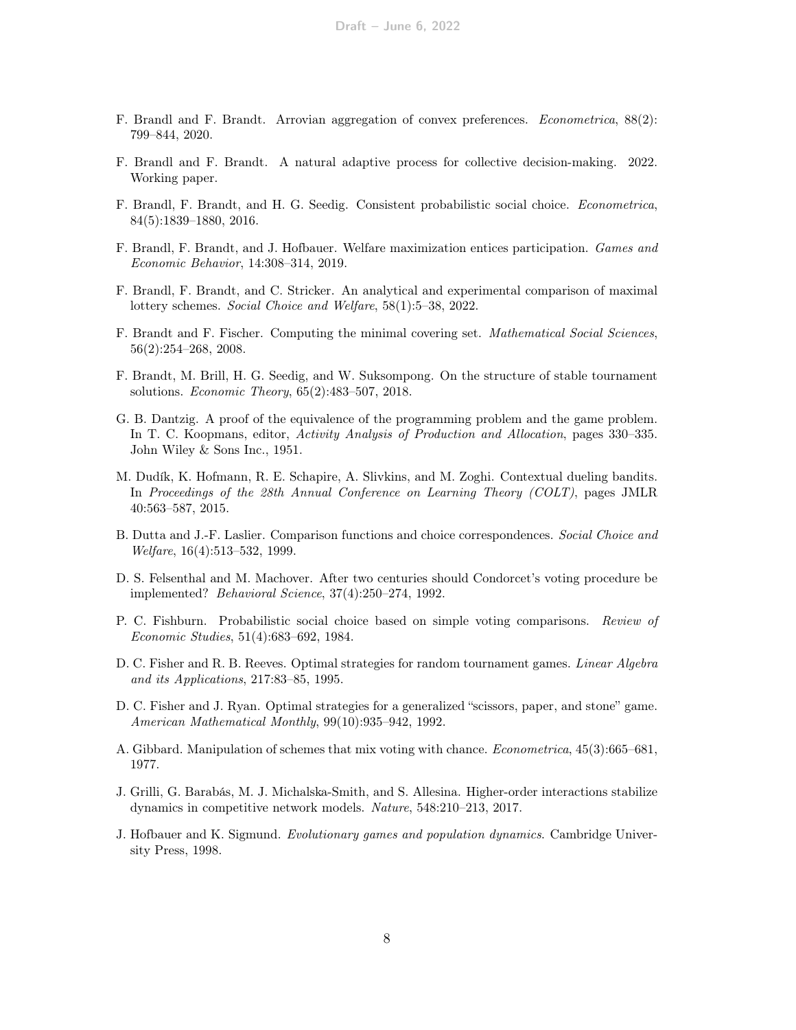F. Brandl and F. Brandt. Arrovian aggregation of convex preferences. *Econometrica*, 88(2): 799–844, 2020.

F. Brandl and F. Brandt. A natural adaptive process for collective decision-making. 2022. Working paper.

F. Brandl, F. Brandt, and H. G. Seedig. Consistent probabilistic social choice. *Econometrica*, 84(5):1839–1880, 2016.

F. Brandl, F. Brandt, and J. Hofbauer. Welfare maximization entices participation. *Games and Economic Behavior*, 14:308–314, 2019.

F. Brandl, F. Brandt, and C. Stricker. An analytical and experimental comparison of maximal lottery schemes. *Social Choice and Welfare*, 58(1):5–38, 2022.

F. Brandt and F. Fischer. Computing the minimal covering set. *Mathematical Social Sciences*, 56(2):254–268, 2008.

F. Brandt, M. Brill, H. G. Seedig, and W. Suksompong. On the structure of stable tournament solutions. *Economic Theory*, 65(2):483–507, 2018.

G. B. Dantzig. A proof of the equivalence of the programming problem and the game problem. In T. C. Koopmans, editor, *Activity Analysis of Production and Allocation*, pages 330–335. John Wiley & Sons Inc., 1951.

M. Dudík, K. Hofmann, R. E. Schapire, A. Slivkins, and M. Zoghi. Contextual dueling bandits. In *Proceedings of the 28th Annual Conference on Learning Theory (COLT)*, pages JMLR 40:563–587, 2015.

B. Dutta and J.-F. Laslier. Comparison functions and choice correspondences. *Social Choice and Welfare*, 16(4):513–532, 1999.

D. S. Felsenthal and M. Machover. After two centuries should Condorcet's voting procedure be implemented? *Behavioral Science*, 37(4):250–274, 1992.

P. C. Fishburn. Probabilistic social choice based on simple voting comparisons. *Review of Economic Studies*, 51(4):683–692, 1984.

D. C. Fisher and R. B. Reeves. Optimal strategies for random tournament games. *Linear Algebra and its Applications*, 217:83–85, 1995.

D. C. Fisher and J. Ryan. Optimal strategies for a generalized "scissors, paper, and stone" game. *American Mathematical Monthly*, 99(10):935–942, 1992.

A. Gibbard. Manipulation of schemes that mix voting with chance. *Econometrica*, 45(3):665–681, 1977.

J. Grilli, G. Barabás, M. J. Michalska-Smith, and S. Allesina. Higher-order interactions stabilize dynamics in competitive network models. *Nature*, 548:210–213, 2017.

J. Hofbauer and K. Sigmund. *Evolutionary games and population dynamics*. Cambridge University Press, 1998.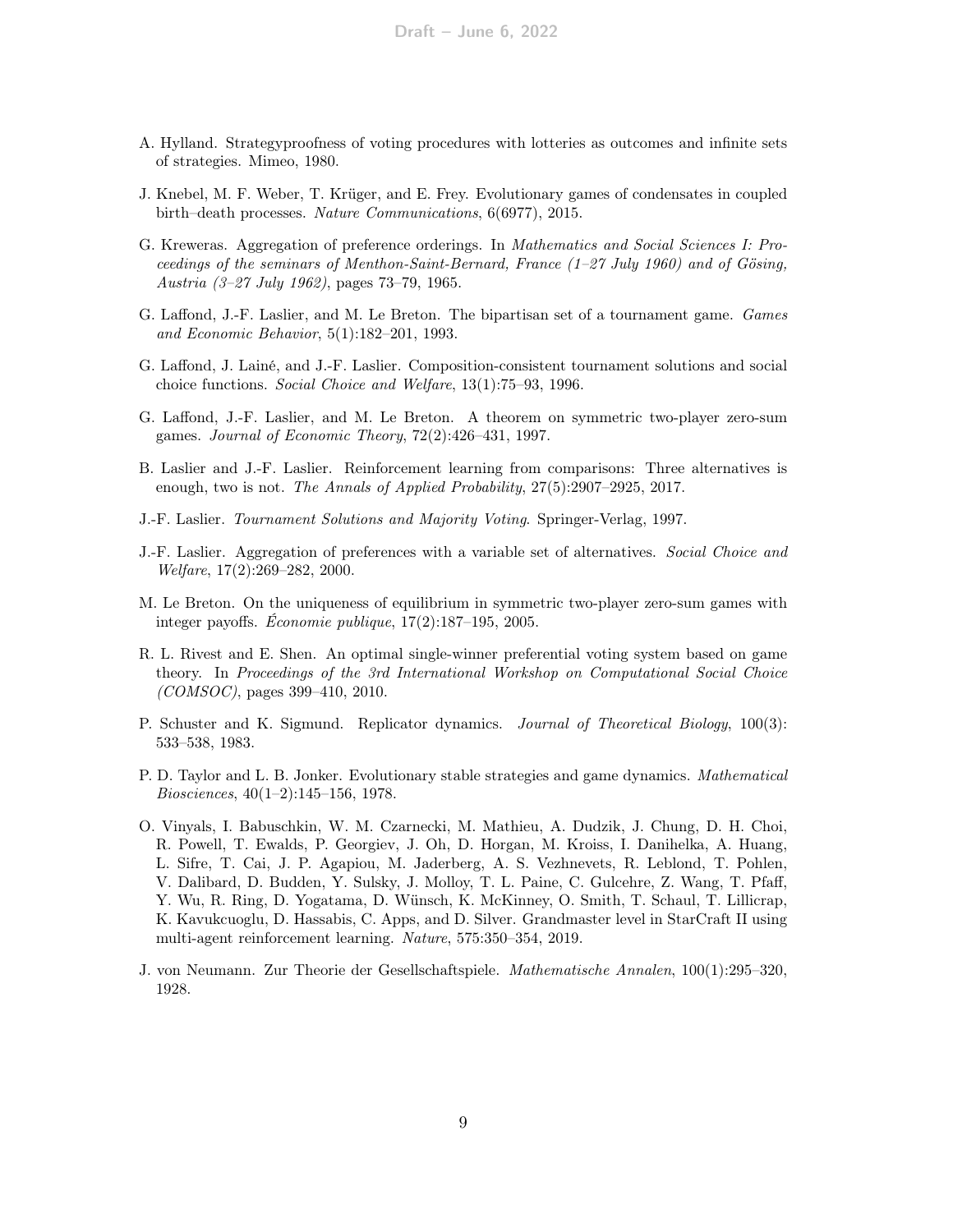A. Hylland. Strategyproofness of voting procedures with lotteries as outcomes and infinite sets of strategies. Mimeo, 1980.

J. Knebel, M. F. Weber, T. Krüger, and E. Frey. Evolutionary games of condensates in coupled birth–death processes. *Nature Communications*, 6(6977), 2015.

G. Kreweras. Aggregation of preference orderings. In *Mathematics and Social Sciences I: Proceedings of the seminars of Menthon-Saint-Bernard, France (1–27 July 1960) and of Gösing, Austria (3–27 July 1962)*, pages 73–79, 1965.

G. Laffond, J.-F. Laslier, and M. Le Breton. The bipartisan set of a tournament game. *Games and Economic Behavior*, 5(1):182–201, 1993.

G. Laffond, J. Lainé, and J.-F. Laslier. Composition-consistent tournament solutions and social choice functions. *Social Choice and Welfare*, 13(1):75–93, 1996.

G. Laffond, J.-F. Laslier, and M. Le Breton. A theorem on symmetric two-player zero-sum games. *Journal of Economic Theory*, 72(2):426–431, 1997.

B. Laslier and J.-F. Laslier. Reinforcement learning from comparisons: Three alternatives is enough, two is not. *The Annals of Applied Probability*, 27(5):2907–2925, 2017.

J.-F. Laslier. *Tournament Solutions and Majority Voting*. Springer-Verlag, 1997.

J.-F. Laslier. Aggregation of preferences with a variable set of alternatives. *Social Choice and Welfare*, 17(2):269–282, 2000.

M. Le Breton. On the uniqueness of equilibrium in symmetric two-player zero-sum games with integer payoffs. *Économie publique*, 17(2):187–195, 2005.

R. L. Rivest and E. Shen. An optimal single-winner preferential voting system based on game theory. In *Proceedings of the 3rd International Workshop on Computational Social Choice (COMSOC)*, pages 399–410, 2010.

P. Schuster and K. Sigmund. Replicator dynamics. *Journal of Theoretical Biology*, 100(3):533–538, 1983.

P. D. Taylor and L. B. Jonker. Evolutionary stable strategies and game dynamics. *Mathematical Biosciences*, 40(1–2):145–156, 1978.

O. Vinyals, I. Babuschkin, W. M. Czarnecki, M. Mathieu, A. Dudzik, J. Chung, D. H. Choi, R. Powell, T. Ewalds, P. Georgiev, J. Oh, D. Horgan, M. Kroiss, I. Danihelka, A. Huang, L. Sifre, T. Cai, J. P. Agapiou, M. Jaderberg, A. S. Vezhnevets, R. Leblond, T. Pohlen, V. Dalibard, D. Budden, Y. Sulsky, J. Molloy, T. L. Paine, C. Gulcehre, Z. Wang, T. Pfaff, Y. Wu, R. Ring, D. Yogatama, D. Wünsch, K. McKinney, O. Smith, T. Schaul, T. Lillicrap, K. Kavukcuoglu, D. Hassabis, C. Apps, and D. Silver. Grandmaster level in StarCraft II using multi-agent reinforcement learning. *Nature*, 575:350–354, 2019.

J. von Neumann. Zur Theorie der Gesellschaftspiele. *Mathematische Annalen*, 100(1):295–320, 1928.